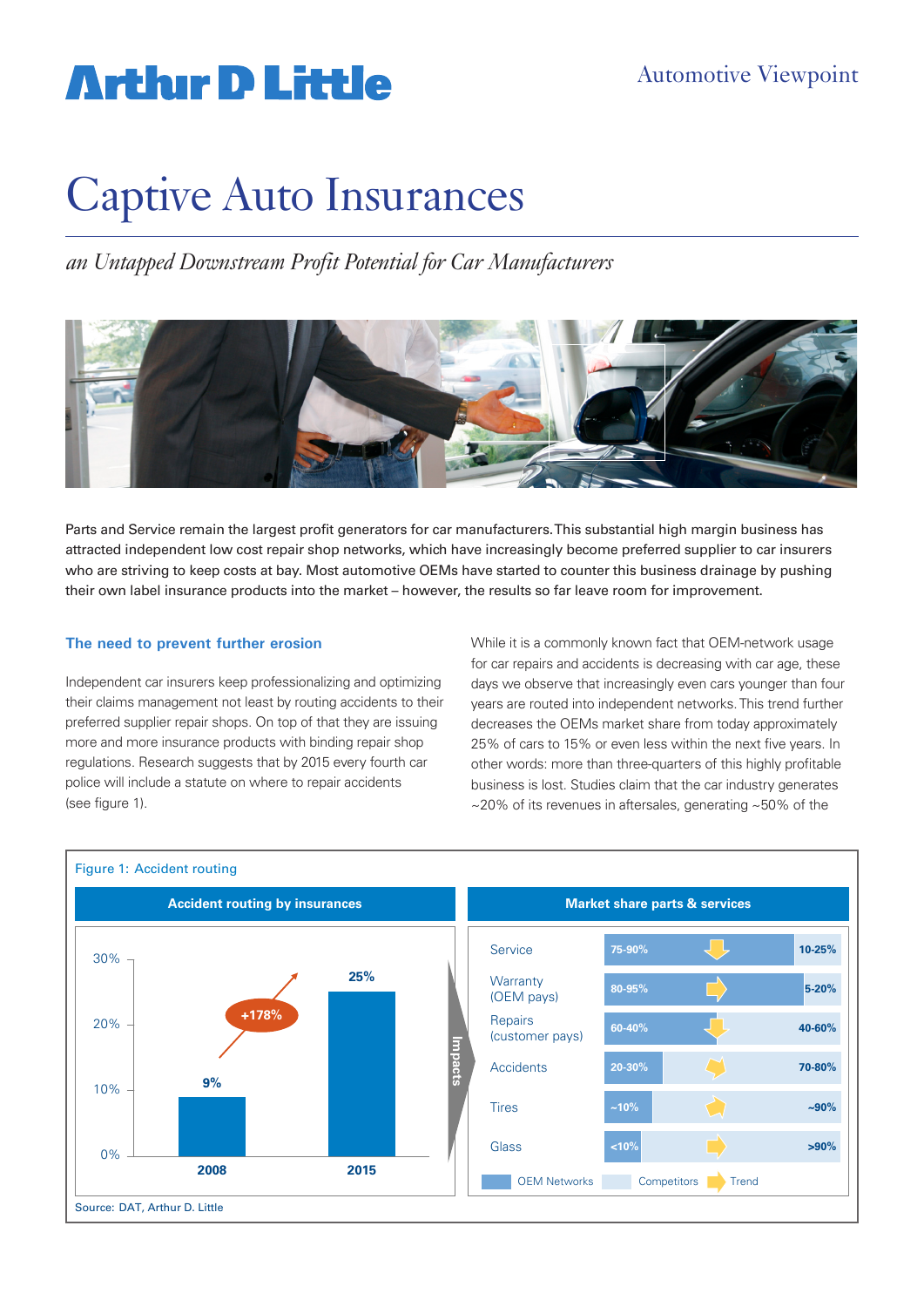# Captive Auto Insurances

*an Untapped Downstream Profit Potential for Car Manufacturers*

Parts and Service remain the largest profit generators for car manufacturers. This substantial high margin business has attracted independent low cost repair shop networks, which have increasingly become preferred supplier to car insurers who are striving to keep costs at bay. Most automotive OEMs have started to counter this business drainage by pushing their own label insurance products into the market – however, the results so far leave room for improvement.

## The need to prevent further erosion

Independent car insurers keep professionalizing and optimizing their claims management not least by routing accidents to their preferred supplier repair shops. On top of that they are issuing more and more insurance products with binding repair shop regulations. Research suggests that by 2015 every fourth car police will include a statute on where to repair accidents (see figure 1).

While it is a commonly known fact that OEM-network usage for car repairs and accidents is decreasing with car age, these days we observe that increasingly even cars younger than four years are routed into independent networks. This trend further decreases the OEMs market share from today approximately 25% of cars to 15% or even less within the next five years. In other words: more than three-quarters of this highly profitable business is lost. Studies claim that the car industry generates ~20% of its revenues in aftersales, generating ~50% of the

Figure 1: Accident routing

**Accident routing by insurances**

| Year | Share |
|---|---|
| 2008 | 9% |
| 2015 | 25% |

+178%

Impacts

**Market share parts & services**

| | OEM Networks | Trend | Competitors |
|---|---|---|---|
| Service | 75-90% | ↓ | 10-25% |
| Warranty (OEM pays) | 80-95% | → | 5-20% |
| Repairs (customer pays) | 60-40% | ↓ | 40-60% |
| Accidents | 20-30% | ↘ | 70-80% |
| Tires | ~10% | ↗ | ~90% |
| Glass | <10% | → | >90% |

Source: DAT, Arthur D. Little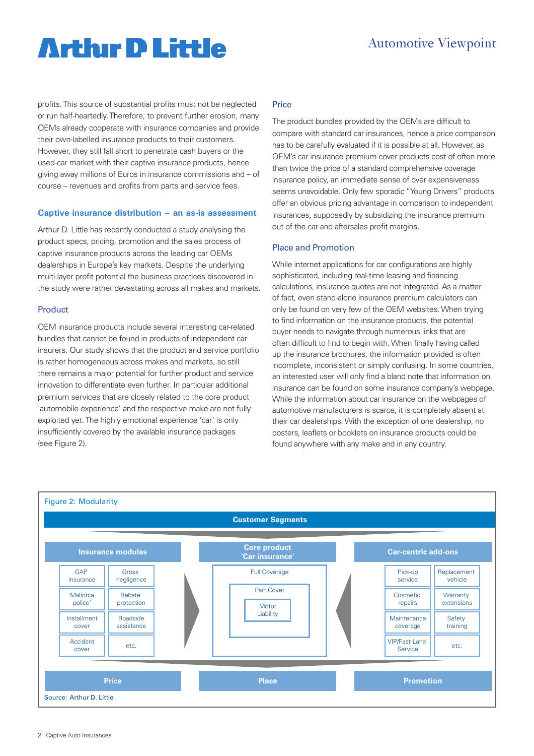profits. This source of substantial profits must not be neglected or run half-heartedly. Therefore, to prevent further erosion, many OEMs already cooperate with insurance companies and provide their own-labelled insurance products to their customers. However, they still fall short to penetrate cash buyers or the used-car market with their captive insurance products, hence giving away millions of Euros in insurance commissions and – of course – revenues and profits from parts and service fees.

## Captive insurance distribution – an as-is assessment

Arthur D. Little has recently conducted a study analysing the product specs, pricing, promotion and the sales process of captive insurance products across the leading car OEMs dealerships in Europe's key markets. Despite the underlying multi-layer profit potential the business practices discovered in the study were rather devastating across all makes and markets.

### Product

OEM insurance products include several interesting car-related bundles that cannot be found in products of independent car insurers. Our study shows that the product and service portfolio is rather homogeneous across makes and markets, so still there remains a major potential for further product and service innovation to differentiate even further. In particular additional premium services that are closely related to the core product 'automobile experience' and the respective make are not fully exploited yet. The highly emotional experience 'car' is only insufficiently covered by the available insurance packages (see Figure 2).

### Price

The product bundles provided by the OEMs are difficult to compare with standard car insurances, hence a price comparison has to be carefully evaluated if it is possible at all. However, as OEM's car insurance premium cover products cost of often more than twice the price of a standard comprehensive coverage insurance policy, an immediate sense of over expensiveness seems unavoidable. Only few sporadic "Young Drivers" products offer an obvious pricing advantage in comparison to independent insurances, supposedly by subsidizing the insurance premium out of the car and aftersales profit margins.

### Place and Promotion

While internet applications for car configurations are highly sophisticated, including real-time leasing and financing calculations, insurance quotes are not integrated. As a matter of fact, even stand-alone insurance premium calculators can only be found on very few of the OEM websites. When trying to find information on the insurance products, the potential buyer needs to navigate through numerous links that are often difficult to find to begin with. When finally having called up the insurance brochures, the information provided is often incomplete, inconsistent or simply confusing. In some countries, an interested user will only find a bland note that information on insurance can be found on some insurance company's webpage. While the information about car insurance on the webpages of automotive manufacturers is scarce, it is completely absent at their car dealerships. With the exception of one dealership, no posters, leaflets or booklets on insurance products could be found anywhere with any make and in any country.

Figure 2: Modularity

**Customer Segments**

| Insurance modules | | Core product 'Car insurance' | Car-centric add-ons | |
|---|---|---|---|---|
| GAP insurance | Gross negligence | Full Coverage | Pick-up service | Replacement vehicle |
| 'Mallorca police' | Rebate protection | Part Cover | Cosmetic repairs | Warranty extensions |
| Installment cover | Roadside assistance | Motor Liability | Maintenance coverage | Safety training |
| Accident cover | etc. | | VIP/Fast-Lane Service | etc. |

**Price** | **Place** | **Promotion**

Source: Arthur D. Little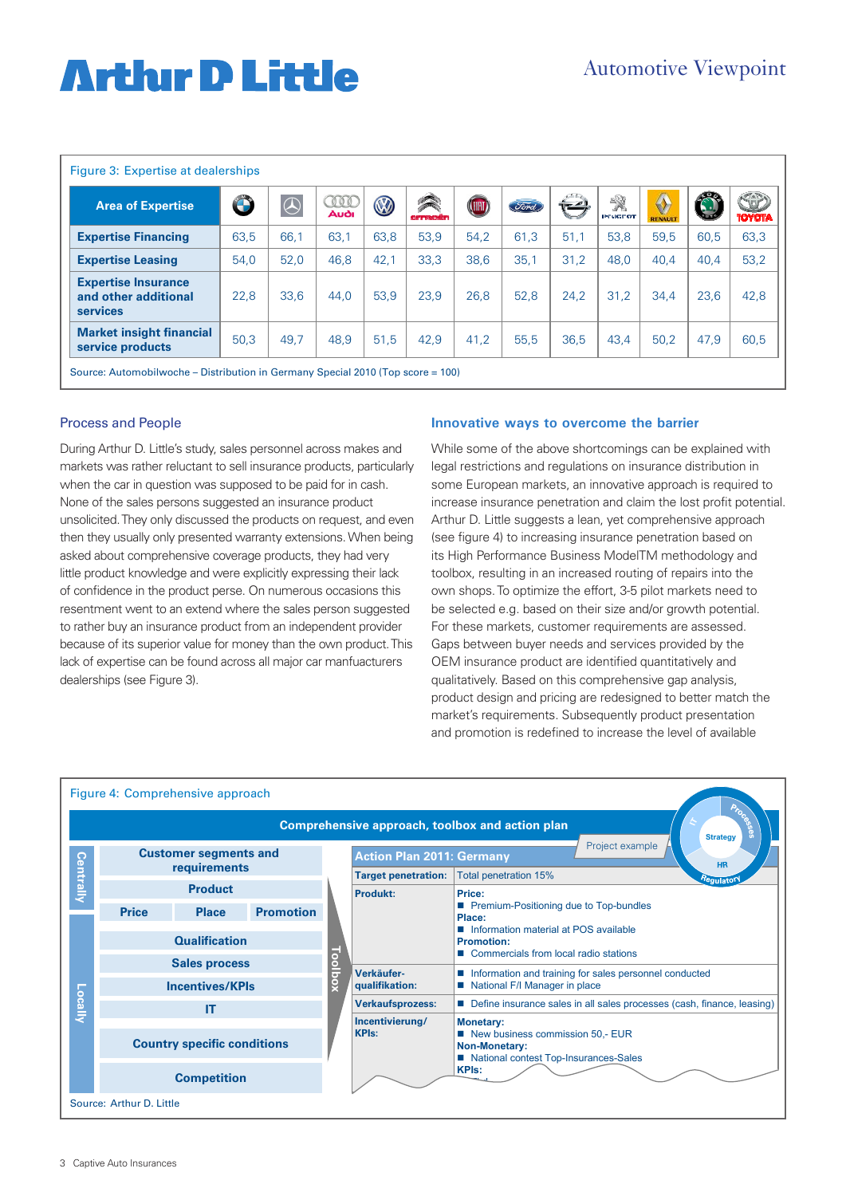Figure 3: Expertise at dealerships

| Area of Expertise | BMW | Mercedes | Audi | VW | Citroën | Fiat | Ford | Opel | Peugeot | Renault | Skoda | Toyota |
|---|---|---|---|---|---|---|---|---|---|---|---|---|
| **Expertise Financing** | 63,5 | 66,1 | 63,1 | 63,8 | 53,9 | 54,2 | 61,3 | 51,1 | 53,8 | 59,5 | 60,5 | 63,3 |
| **Expertise Leasing** | 54,0 | 52,0 | 46,8 | 42,1 | 33,3 | 38,6 | 35,1 | 31,2 | 48,0 | 40,4 | 40,4 | 53,2 |
| **Expertise Insurance and other additional services** | 22,8 | 33,6 | 44,0 | 53,9 | 23,9 | 26,8 | 52,8 | 24,2 | 31,2 | 34,4 | 23,6 | 42,8 |
| **Market insight financial service products** | 50,3 | 49,7 | 48,9 | 51,5 | 42,9 | 41,2 | 55,5 | 36,5 | 43,4 | 50,2 | 47,9 | 60,5 |

Source: Automobilwoche – Distribution in Germany Special 2010 (Top score = 100)

## Process and People

During Arthur D. Little's study, sales personnel across makes and markets was rather reluctant to sell insurance products, particularly when the car in question was supposed to be paid for in cash. None of the sales persons suggested an insurance product unsolicited. They only discussed the products on request, and even then they usually only presented warranty extensions. When being asked about comprehensive coverage products, they had very little product knowledge and were explicitly expressing their lack of confidence in the product perse. On numerous occasions this resentment went to an extend where the sales person suggested to rather buy an insurance product from an independent provider because of its superior value for money than the own product. This lack of expertise can be found across all major car manfuacturers dealerships (see Figure 3).

## Innovative ways to overcome the barrier

While some of the above shortcomings can be explained with legal restrictions and regulations on insurance distribution in some European markets, an innovative approach is required to increase insurance penetration and claim the lost profit potential. Arthur D. Little suggests a lean, yet comprehensive approach (see figure 4) to increasing insurance penetration based on its High Performance Business ModelTM methodology and toolbox, resulting in an increased routing of repairs into the own shops. To optimize the effort, 3-5 pilot markets need to be selected e.g. based on their size and/or growth potential. For these markets, customer requirements are assessed. Gaps between buyer needs and services provided by the OEM insurance product are identified quantitatively and qualitatively. Based on this comprehensive gap analysis, product design and pricing are redesigned to better match the market's requirements. Subsequently product presentation and promotion is redefined to increase the level of available

Figure 4: Comprehensive approach

**Comprehensive approach, toolbox and action plan**

(Strategy wheel: Strategy, Processes, IT, HR, Regulatory)

Toolbox:

- Centrally
  - Customer segments and requirements
  - Product
  - Price | Place | Promotion
- Locally
  - Qualification
  - Sales process
  - Incentives/KPIs
  - IT
  - Country specific conditions
  - Competition

Project example

| Action Plan 2011: Germany | |
|---|---|
| **Target penetration:** | Total penetration 15% |
| **Produkt:** | **Price:** ■ Premium-Positioning due to Top-bundles **Place:** ■ Information material at POS available **Promotion:** ■ Commercials from local radio stations |
| **Verkäufer-qualifikation:** | ■ Information and training for sales personnel conducted ■ National F/I Manager in place |
| **Verkaufsprozess:** | ■ Define insurance sales in all sales processes (cash, finance, leasing) |
| **Incentivierung/ KPIs:** | **Monetary:** ■ New business commission 50,- EUR **Non-Monetary:** ■ National contest Top-Insurances-Sales **KPIs:** |

Source: Arthur D. Little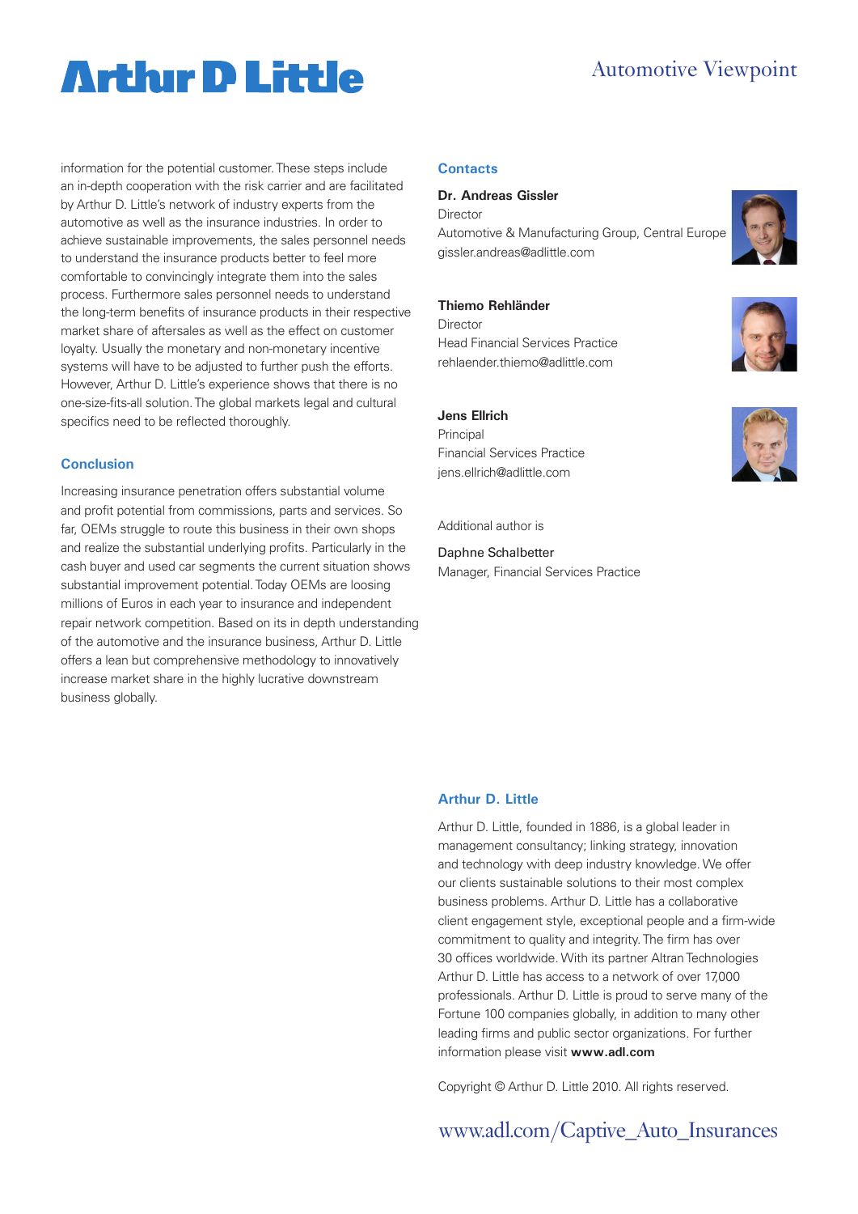information for the potential customer. These steps include an in-depth cooperation with the risk carrier and are facilitated by Arthur D. Little's network of industry experts from the automotive as well as the insurance industries. In order to achieve sustainable improvements, the sales personnel needs to understand the insurance products better to feel more comfortable to convincingly integrate them into the sales process. Furthermore sales personnel needs to understand the long-term benefits of insurance products in their respective market share of aftersales as well as the effect on customer loyalty. Usually the monetary and non-monetary incentive systems will have to be adjusted to further push the efforts. However, Arthur D. Little's experience shows that there is no one-size-fits-all solution. The global markets legal and cultural specifics need to be reflected thoroughly.

## Conclusion

Increasing insurance penetration offers substantial volume and profit potential from commissions, parts and services. So far, OEMs struggle to route this business in their own shops and realize the substantial underlying profits. Particularly in the cash buyer and used car segments the current situation shows substantial improvement potential. Today OEMs are loosing millions of Euros in each year to insurance and independent repair network competition. Based on its in depth understanding of the automotive and the insurance business, Arthur D. Little offers a lean but comprehensive methodology to innovatively increase market share in the highly lucrative downstream business globally.

## Contacts

**Dr. Andreas Gissler**
Director
Automotive & Manufacturing Group, Central Europe
gissler.andreas@adlittle.com

**Thiemo Rehländer**
Director
Head Financial Services Practice
rehlaender.thiemo@adlittle.com

**Jens Ellrich**
Principal
Financial Services Practice
jens.ellrich@adlittle.com

Additional author is

Daphne Schalbetter
Manager, Financial Services Practice

## Arthur D. Little

Arthur D. Little, founded in 1886, is a global leader in management consultancy; linking strategy, innovation and technology with deep industry knowledge. We offer our clients sustainable solutions to their most complex business problems. Arthur D. Little has a collaborative client engagement style, exceptional people and a firm-wide commitment to quality and integrity. The firm has over 30 offices worldwide. With its partner Altran Technologies Arthur D. Little has access to a network of over 17,000 professionals. Arthur D. Little is proud to serve many of the Fortune 100 companies globally, in addition to many other leading firms and public sector organizations. For further information please visit **www.adl.com**

Copyright © Arthur D. Little 2010. All rights reserved.

www.adl.com/Captive_Auto_Insurances